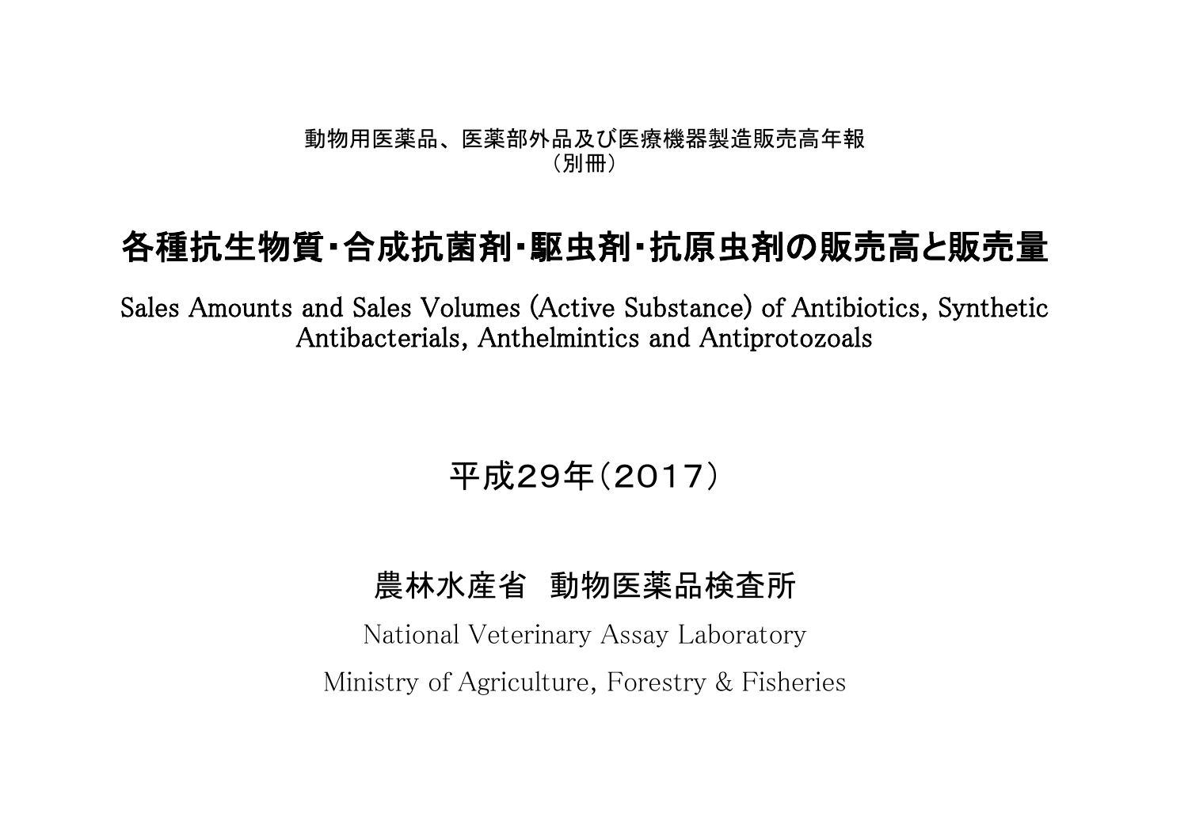動物用医薬品、医薬部外品及び医療機器製造販売高年報
（別冊）

# 各種抗生物質・合成抗菌剤・駆虫剤・抗原虫剤の販売高と販売量

Sales Amounts and Sales Volumes (Active Substance) of Antibiotics, Synthetic Antibacterials, Anthelmintics and Antiprotozoals

平成29年（2017）

農林水産省　動物医薬品検査所

National Veterinary Assay Laboratory

Ministry of Agriculture, Forestry & Fisheries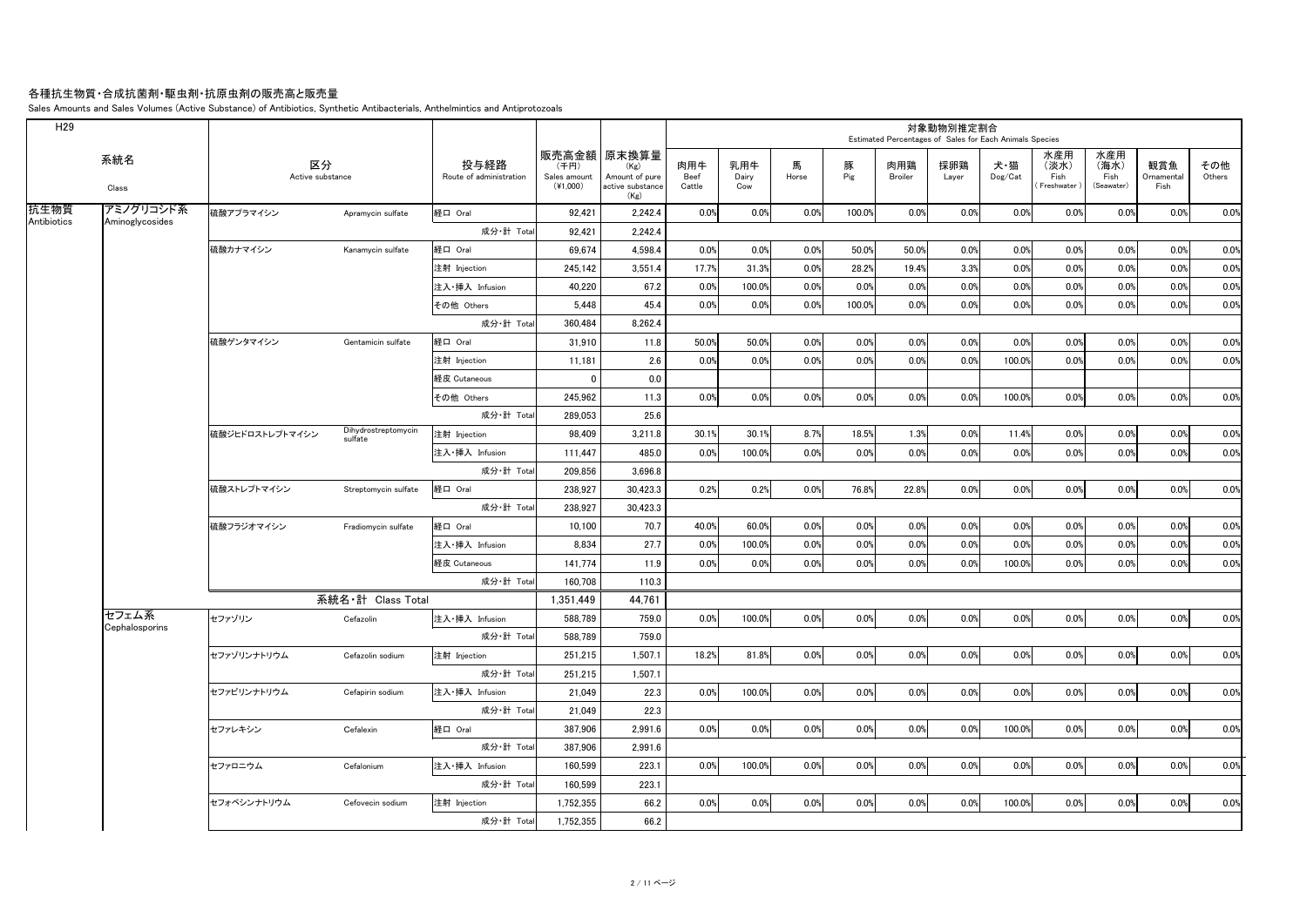# 各種抗生物質・合成抗菌剤・駆虫剤・抗原虫剤の販売高と販売量

Sales Amounts and Sales Volumes (Active Substance) of Antibiotics, Synthetic Antibacterials, Anthelmintics and Antiprotozoals

H29

| 系統名 Class | | 区分 Active substance | | 投与経路 Route of administration | 販売高金額 (千円) Sales amount (¥1,000) | 原末換算量 (Kg) Amount of pure active substance (Kg) | 対象動物別推定割合 Estimated Percentages of Sales for Each Animals Species | | | | | | | | | | |
|---|---|---|---|---|---|---|---|---|---|---|---|---|---|---|---|---|---|
| | | | | | | | 肉用牛 Beef Cattle | 乳用牛 Dairy Cow | 馬 Horse | 豚 Pig | 肉用鶏 Broiler | 採卵鶏 Layer | 犬・猫 Dog/Cat | 水産用(淡水) Fish (Freshwater) | 水産用(海水) Fish (Seawater) | 観賞魚 Ornamental Fish | その他 Others |
| 抗生物質 Antibiotics | アミノグリコシド系 Aminoglycosides | 硫酸アプラマイシン | Apramycin sulfate | 経口 Oral | 92,421 | 2,242.4 | 0.0% | 0.0% | 0.0% | 100.0% | 0.0% | 0.0% | 0.0% | 0.0% | 0.0% | 0.0% | 0.0% |
| | | | | 成分・計 Total | 92,421 | 2,242.4 | | | | | | | | | | | |
| | | 硫酸カナマイシン | Kanamycin sulfate | 経口 Oral | 69,674 | 4,598.4 | 0.0% | 0.0% | 0.0% | 50.0% | 50.0% | 0.0% | 0.0% | 0.0% | 0.0% | 0.0% | 0.0% |
| | | | | 注射 Injection | 245,142 | 3,551.4 | 17.7% | 31.3% | 0.0% | 28.2% | 19.4% | 3.3% | 0.0% | 0.0% | 0.0% | 0.0% | 0.0% |
| | | | | 注入・挿入 Infusion | 40,220 | 67.2 | 0.0% | 100.0% | 0.0% | 0.0% | 0.0% | 0.0% | 0.0% | 0.0% | 0.0% | 0.0% | 0.0% |
| | | | | その他 Others | 5,448 | 45.4 | 0.0% | 0.0% | 0.0% | 100.0% | 0.0% | 0.0% | 0.0% | 0.0% | 0.0% | 0.0% | 0.0% |
| | | | | 成分・計 Total | 360,484 | 8,262.4 | | | | | | | | | | | |
| | | 硫酸ゲンタマイシン | Gentamicin sulfate | 経口 Oral | 31,910 | 11.8 | 50.0% | 50.0% | 0.0% | 0.0% | 0.0% | 0.0% | 0.0% | 0.0% | 0.0% | 0.0% | 0.0% |
| | | | | 注射 Injection | 11,181 | 2.6 | 0.0% | 0.0% | 0.0% | 0.0% | 0.0% | 0.0% | 100.0% | 0.0% | 0.0% | 0.0% | 0.0% |
| | | | | 経皮 Cutaneous | 0 | 0.0 | | | | | | | | | | | |
| | | | | その他 Others | 245,962 | 11.3 | 0.0% | 0.0% | 0.0% | 0.0% | 0.0% | 0.0% | 100.0% | 0.0% | 0.0% | 0.0% | 0.0% |
| | | | | 成分・計 Total | 289,053 | 25.6 | | | | | | | | | | | |
| | | 硫酸ジヒドロストレプトマイシン | Dihydrostreptomycin sulfate | 注射 Injection | 98,409 | 3,211.8 | 30.1% | 30.1% | 8.7% | 18.5% | 1.3% | 0.0% | 11.4% | 0.0% | 0.0% | 0.0% | 0.0% |
| | | | | 注入・挿入 Infusion | 111,447 | 485.0 | 0.0% | 100.0% | 0.0% | 0.0% | 0.0% | 0.0% | 0.0% | 0.0% | 0.0% | 0.0% | 0.0% |
| | | | | 成分・計 Total | 209,856 | 3,696.8 | | | | | | | | | | | |
| | | 硫酸ストレプトマイシン | Streptomycin sulfate | 経口 Oral | 238,927 | 30,423.3 | 0.2% | 0.2% | 0.0% | 76.8% | 22.8% | 0.0% | 0.0% | 0.0% | 0.0% | 0.0% | 0.0% |
| | | | | 成分・計 Total | 238,927 | 30,423.3 | | | | | | | | | | | |
| | | 硫酸フラジオマイシン | Fradiomycin sulfate | 経口 Oral | 10,100 | 70.7 | 40.0% | 60.0% | 0.0% | 0.0% | 0.0% | 0.0% | 0.0% | 0.0% | 0.0% | 0.0% | 0.0% |
| | | | | 注入・挿入 Infusion | 8,834 | 27.7 | 0.0% | 100.0% | 0.0% | 0.0% | 0.0% | 0.0% | 0.0% | 0.0% | 0.0% | 0.0% | 0.0% |
| | | | | 経皮 Cutaneous | 141,774 | 11.9 | 0.0% | 0.0% | 0.0% | 0.0% | 0.0% | 0.0% | 100.0% | 0.0% | 0.0% | 0.0% | 0.0% |
| | | | | 成分・計 Total | 160,708 | 110.3 | | | | | | | | | | | |
| | | 系統名・計 Class Total | | | 1,351,449 | 44,761 | | | | | | | | | | | |
| | セフェム系 Cephalosporins | セファゾリン | Cefazolin | 注入・挿入 Infusion | 588,789 | 759.0 | 0.0% | 100.0% | 0.0% | 0.0% | 0.0% | 0.0% | 0.0% | 0.0% | 0.0% | 0.0% | 0.0% |
| | | | | 成分・計 Total | 588,789 | 759.0 | | | | | | | | | | | |
| | | セファゾリンナトリウム | Cefazolin sodium | 注射 Injection | 251,215 | 1,507.1 | 18.2% | 81.8% | 0.0% | 0.0% | 0.0% | 0.0% | 0.0% | 0.0% | 0.0% | 0.0% | 0.0% |
| | | | | 成分・計 Total | 251,215 | 1,507.1 | | | | | | | | | | | |
| | | セファピリンナトリウム | Cefapirin sodium | 注入・挿入 Infusion | 21,049 | 22.3 | 0.0% | 100.0% | 0.0% | 0.0% | 0.0% | 0.0% | 0.0% | 0.0% | 0.0% | 0.0% | 0.0% |
| | | | | 成分・計 Total | 21,049 | 22.3 | | | | | | | | | | | |
| | | セファレキシン | Cefalexin | 経口 Oral | 387,906 | 2,991.6 | 0.0% | 0.0% | 0.0% | 0.0% | 0.0% | 0.0% | 100.0% | 0.0% | 0.0% | 0.0% | 0.0% |
| | | | | 成分・計 Total | 387,906 | 2,991.6 | | | | | | | | | | | |
| | | セファロニウム | Cefalonium | 注入・挿入 Infusion | 160,599 | 223.1 | 0.0% | 100.0% | 0.0% | 0.0% | 0.0% | 0.0% | 0.0% | 0.0% | 0.0% | 0.0% | 0.0% |
| | | | | 成分・計 Total | 160,599 | 223.1 | | | | | | | | | | | |
| | | セフォベシンナトリウム | Cefovecin sodium | 注射 Injection | 1,752,355 | 66.2 | 0.0% | 0.0% | 0.0% | 0.0% | 0.0% | 0.0% | 100.0% | 0.0% | 0.0% | 0.0% | 0.0% |
| | | | | 成分・計 Total | 1,752,355 | 66.2 | | | | | | | | | | | |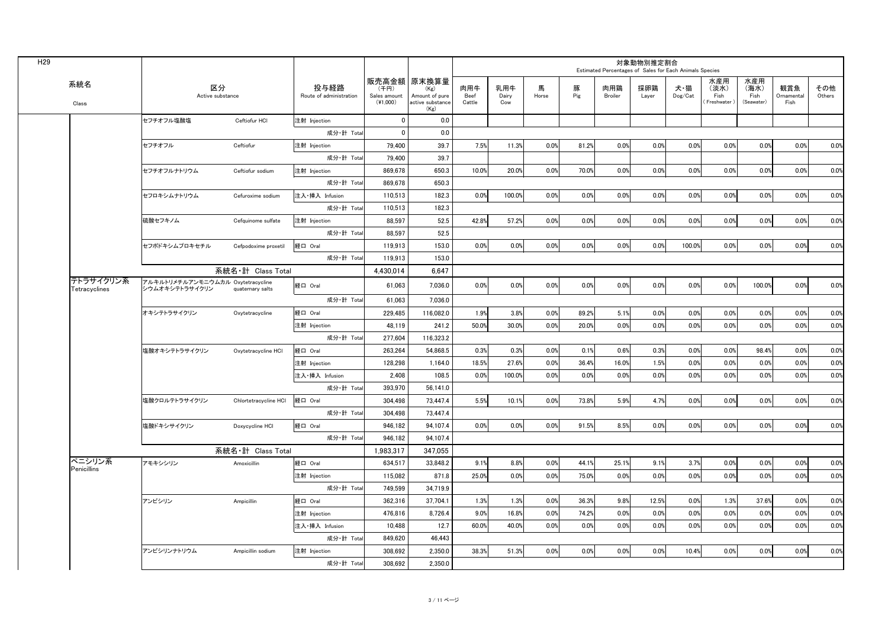H29

| 系統名 Class | 区分 Active substance | | 投与経路 Route of administration | 販売高金額 (千円) Sales amount (¥1,000) | 原末換算量 (Kg) Amount of pure active substance (Kg) | 対象動物別推定割合 Estimated Percentages of Sales for Each Animals Species | | | | | | | | | | |
|---|---|---|---|---|---|---|---|---|---|---|---|---|---|---|---|---|
| | | | | | | 肉用牛 Beef Cattle | 乳用牛 Dairy Cow | 馬 Horse | 豚 Pig | 肉用鶏 Broiler | 採卵鶏 Layer | 犬・猫 Dog/Cat | 水産用 (淡水) Fish (Freshwater) | 水産用 (海水) Fish (Seawater) | 観賞魚 Ornamental Fish | その他 Others |
| | セフチオフル塩酸塩 | Ceftiofur HCl | 注射 Injection | 0 | 0.0 | | | | | | | | | | | |
| | | | 成分・計 Total | 0 | 0.0 | | | | | | | | | | | |
| | セフチオフル | Ceftiofur | 注射 Injection | 79,400 | 39.7 | 7.5% | 11.3% | 0.0% | 81.2% | 0.0% | 0.0% | 0.0% | 0.0% | 0.0% | 0.0% | 0.0% |
| | | | 成分・計 Total | 79,400 | 39.7 | | | | | | | | | | | |
| | セフチオフルナトリウム | Ceftiofur sodium | 注射 Injection | 869,678 | 650.3 | 10.0% | 20.0% | 0.0% | 70.0% | 0.0% | 0.0% | 0.0% | 0.0% | 0.0% | 0.0% | 0.0% |
| | | | 成分・計 Total | 869,678 | 650.3 | | | | | | | | | | | |
| | セフロキシムナトリウム | Cefuroxime sodium | 注入・挿入 Infusion | 110,513 | 182.3 | 0.0% | 100.0% | 0.0% | 0.0% | 0.0% | 0.0% | 0.0% | 0.0% | 0.0% | 0.0% | 0.0% |
| | | | 成分・計 Total | 110,513 | 182.3 | | | | | | | | | | | |
| | 硫酸セフキノム | Cefquinome sulfate | 注射 Injection | 88,597 | 52.5 | 42.8% | 57.2% | 0.0% | 0.0% | 0.0% | 0.0% | 0.0% | 0.0% | 0.0% | 0.0% | 0.0% |
| | | | 成分・計 Total | 88,597 | 52.5 | | | | | | | | | | | |
| | セフポドキシムプロキセチル | Cefpodoxime proxetil | 経口 Oral | 119,913 | 153.0 | 0.0% | 0.0% | 0.0% | 0.0% | 0.0% | 0.0% | 100.0% | 0.0% | 0.0% | 0.0% | 0.0% |
| | | | 成分・計 Total | 119,913 | 153.0 | | | | | | | | | | | |
| | 系統名・計 Class Total | | | 4,430,014 | 6,647 | | | | | | | | | | | |
| テトラサイクリン系 Tetracyclines | アルキルトリメチルアンモニウムカルシウムオキシテトラサイクリン | Oxytetracycline quaternary salts | 経口 Oral | 61,063 | 7,036.0 | 0.0% | 0.0% | 0.0% | 0.0% | 0.0% | 0.0% | 0.0% | 0.0% | 100.0% | 0.0% | 0.0% |
| | | | 成分・計 Total | 61,063 | 7,036.0 | | | | | | | | | | | |
| | オキシテトラサイクリン | Oxytetracycline | 経口 Oral | 229,485 | 116,082.0 | 1.9% | 3.8% | 0.0% | 89.2% | 5.1% | 0.0% | 0.0% | 0.0% | 0.0% | 0.0% | 0.0% |
| | | | 注射 Injection | 48,119 | 241.2 | 50.0% | 30.0% | 0.0% | 20.0% | 0.0% | 0.0% | 0.0% | 0.0% | 0.0% | 0.0% | 0.0% |
| | | | 成分・計 Total | 277,604 | 116,323.2 | | | | | | | | | | | |
| | 塩酸オキシテトラサイクリン | Oxytetracycline HCl | 経口 Oral | 263,264 | 54,868.5 | 0.3% | 0.3% | 0.0% | 0.1% | 0.6% | 0.3% | 0.0% | 0.0% | 98.4% | 0.0% | 0.0% |
| | | | 注射 Injection | 128,298 | 1,164.0 | 18.5% | 27.6% | 0.0% | 36.4% | 16.0% | 1.5% | 0.0% | 0.0% | 0.0% | 0.0% | 0.0% |
| | | | 注入・挿入 Infusion | 2,408 | 108.5 | 0.0% | 100.0% | 0.0% | 0.0% | 0.0% | 0.0% | 0.0% | 0.0% | 0.0% | 0.0% | 0.0% |
| | | | 成分・計 Total | 393,970 | 56,141.0 | | | | | | | | | | | |
| | 塩酸クロルテトラサイクリン | Chlortetracycline HCl | 経口 Oral | 304,498 | 73,447.4 | 5.5% | 10.1% | 0.0% | 73.8% | 5.9% | 4.7% | 0.0% | 0.0% | 0.0% | 0.0% | 0.0% |
| | | | 成分・計 Total | 304,498 | 73,447.4 | | | | | | | | | | | |
| | 塩酸ドキシサイクリン | Doxycycline HCl | 経口 Oral | 946,182 | 94,107.4 | 0.0% | 0.0% | 0.0% | 91.5% | 8.5% | 0.0% | 0.0% | 0.0% | 0.0% | 0.0% | 0.0% |
| | | | 成分・計 Total | 946,182 | 94,107.4 | | | | | | | | | | | |
| | 系統名・計 Class Total | | | 1,983,317 | 347,055 | | | | | | | | | | | |
| ペニシリン系 Penicillins | アモキシシリン | Amoxicillin | 経口 Oral | 634,517 | 33,848.2 | 9.1% | 8.8% | 0.0% | 44.1% | 25.1% | 9.1% | 3.7% | 0.0% | 0.0% | 0.0% | 0.0% |
| | | | 注射 Injection | 115,082 | 871.8 | 25.0% | 0.0% | 0.0% | 75.0% | 0.0% | 0.0% | 0.0% | 0.0% | 0.0% | 0.0% | 0.0% |
| | | | 成分・計 Total | 749,599 | 34,719.9 | | | | | | | | | | | |
| | アンピシリン | Ampicillin | 経口 Oral | 362,316 | 37,704.1 | 1.3% | 1.3% | 0.0% | 36.3% | 9.8% | 12.5% | 0.0% | 1.3% | 37.6% | 0.0% | 0.0% |
| | | | 注射 Injection | 476,816 | 8,726.4 | 9.0% | 16.8% | 0.0% | 74.2% | 0.0% | 0.0% | 0.0% | 0.0% | 0.0% | 0.0% | 0.0% |
| | | | 注入・挿入 Infusion | 10,488 | 12.7 | 60.0% | 40.0% | 0.0% | 0.0% | 0.0% | 0.0% | 0.0% | 0.0% | 0.0% | 0.0% | 0.0% |
| | | | 成分・計 Total | 849,620 | 46,443 | | | | | | | | | | | |
| | アンピシリンナトリウム | Ampicillin sodium | 注射 Injection | 308,692 | 2,350.0 | 38.3% | 51.3% | 0.0% | 0.0% | 0.0% | 0.0% | 10.4% | 0.0% | 0.0% | 0.0% | 0.0% |
| | | | 成分・計 Total | 308,692 | 2,350.0 | | | | | | | | | | | |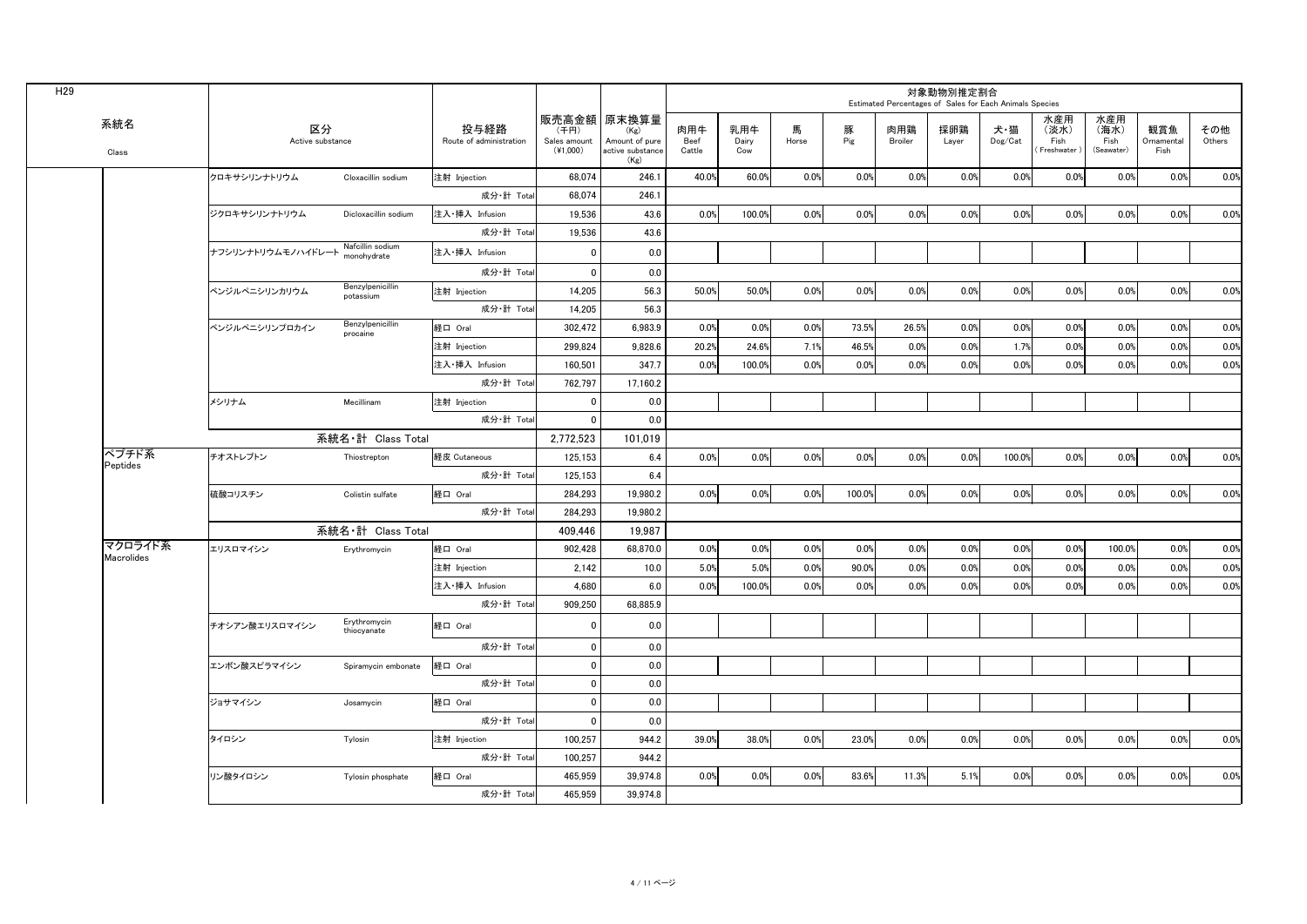H29

| 系統名 Class | 区分 Active substance | | 投与経路 Route of administration | 販売高金額 (千円) Sales amount (¥1,000) | 原末換算量 (Kg) Amount of pure active substance (Kg) | 対象動物別推定割合 Estimated Percentages of Sales for Each Animals Species | | | | | | | | | | |
|---|---|---|---|---|---|---|---|---|---|---|---|---|---|---|---|---|
| | | | | | | 肉用牛 Beef Cattle | 乳用牛 Dairy Cow | 馬 Horse | 豚 Pig | 肉用鶏 Broiler | 採卵鶏 Layer | 犬・猫 Dog/Cat | 水産用（淡水） Fish (Freshwater) | 水産用（海水） Fish (Seawater) | 観賞魚 Ornamental Fish | その他 Others |
| | クロキサシリンナトリウム | Cloxacillin sodium | 注射 Injection | 68,074 | 246.1 | 40.0% | 60.0% | 0.0% | 0.0% | 0.0% | 0.0% | 0.0% | 0.0% | 0.0% | 0.0% | 0.0% |
| | | | 成分・計 Total | 68,074 | 246.1 | | | | | | | | | | | |
| | ジクロキサシリンナトリウム | Dicloxacillin sodium | 注入・挿入 Infusion | 19,536 | 43.6 | 0.0% | 100.0% | 0.0% | 0.0% | 0.0% | 0.0% | 0.0% | 0.0% | 0.0% | 0.0% | 0.0% |
| | | | 成分・計 Total | 19,536 | 43.6 | | | | | | | | | | | |
| | ナフシリンナトリウムモノハイドレート | Nafcillin sodium monohydrate | 注入・挿入 Infusion | 0 | 0.0 | | | | | | | | | | | |
| | | | 成分・計 Total | 0 | 0.0 | | | | | | | | | | | |
| | ベンジルペニシリンカリウム | Benzylpenicillin potassium | 注射 Injection | 14,205 | 56.3 | 50.0% | 50.0% | 0.0% | 0.0% | 0.0% | 0.0% | 0.0% | 0.0% | 0.0% | 0.0% | 0.0% |
| | | | 成分・計 Total | 14,205 | 56.3 | | | | | | | | | | | |
| | ベンジルペニシリンプロカイン | Benzylpenicillin procaine | 経口 Oral | 302,472 | 6,983.9 | 0.0% | 0.0% | 0.0% | 73.5% | 26.5% | 0.0% | 0.0% | 0.0% | 0.0% | 0.0% | 0.0% |
| | | | 注射 Injection | 299,824 | 9,828.6 | 20.2% | 24.6% | 7.1% | 46.5% | 0.0% | 0.0% | 1.7% | 0.0% | 0.0% | 0.0% | 0.0% |
| | | | 注入・挿入 Infusion | 160,501 | 347.7 | 0.0% | 100.0% | 0.0% | 0.0% | 0.0% | 0.0% | 0.0% | 0.0% | 0.0% | 0.0% | 0.0% |
| | | | 成分・計 Total | 762,797 | 17,160.2 | | | | | | | | | | | |
| | メシリナム | Mecillinam | 注射 Injection | 0 | 0.0 | | | | | | | | | | | |
| | | | 成分・計 Total | 0 | 0.0 | | | | | | | | | | | |
| | 系統名・計 Class Total | | | 2,772,523 | 101,019 | | | | | | | | | | | |
| ペプチド系 Peptides | チオストレプトン | Thiostrepton | 経皮 Cutaneous | 125,153 | 6.4 | 0.0% | 0.0% | 0.0% | 0.0% | 0.0% | 0.0% | 100.0% | 0.0% | 0.0% | 0.0% | 0.0% |
| | | | 成分・計 Total | 125,153 | 6.4 | | | | | | | | | | | |
| | 硫酸コリスチン | Colistin sulfate | 経口 Oral | 284,293 | 19,980.2 | 0.0% | 0.0% | 0.0% | 100.0% | 0.0% | 0.0% | 0.0% | 0.0% | 0.0% | 0.0% | 0.0% |
| | | | 成分・計 Total | 284,293 | 19,980.2 | | | | | | | | | | | |
| | 系統名・計 Class Total | | | 409,446 | 19,987 | | | | | | | | | | | |
| マクロライド系 Macrolides | エリスロマイシン | Erythromycin | 経口 Oral | 902,428 | 68,870.0 | 0.0% | 0.0% | 0.0% | 0.0% | 0.0% | 0.0% | 0.0% | 0.0% | 100.0% | 0.0% | 0.0% |
| | | | 注射 Injection | 2,142 | 10.0 | 5.0% | 5.0% | 0.0% | 90.0% | 0.0% | 0.0% | 0.0% | 0.0% | 0.0% | 0.0% | 0.0% |
| | | | 注入・挿入 Infusion | 4,680 | 6.0 | 0.0% | 100.0% | 0.0% | 0.0% | 0.0% | 0.0% | 0.0% | 0.0% | 0.0% | 0.0% | 0.0% |
| | | | 成分・計 Total | 909,250 | 68,885.9 | | | | | | | | | | | |
| | チオシアン酸エリスロマイシン | Erythromycin thiocyanate | 経口 Oral | 0 | 0.0 | | | | | | | | | | | |
| | | | 成分・計 Total | 0 | 0.0 | | | | | | | | | | | |
| | エンボン酸スピラマイシン | Spiramycin embonate | 経口 Oral | 0 | 0.0 | | | | | | | | | | | |
| | | | 成分・計 Total | 0 | 0.0 | | | | | | | | | | | |
| | ジョサマイシン | Josamycin | 経口 Oral | 0 | 0.0 | | | | | | | | | | | |
| | | | 成分・計 Total | 0 | 0.0 | | | | | | | | | | | |
| | タイロシン | Tylosin | 注射 Injection | 100,257 | 944.2 | 39.0% | 38.0% | 0.0% | 23.0% | 0.0% | 0.0% | 0.0% | 0.0% | 0.0% | 0.0% | 0.0% |
| | | | 成分・計 Total | 100,257 | 944.2 | | | | | | | | | | | |
| | リン酸タイロシン | Tylosin phosphate | 経口 Oral | 465,959 | 39,974.8 | 0.0% | 0.0% | 0.0% | 83.6% | 11.3% | 5.1% | 0.0% | 0.0% | 0.0% | 0.0% | 0.0% |
| | | | 成分・計 Total | 465,959 | 39,974.8 | | | | | | | | | | | |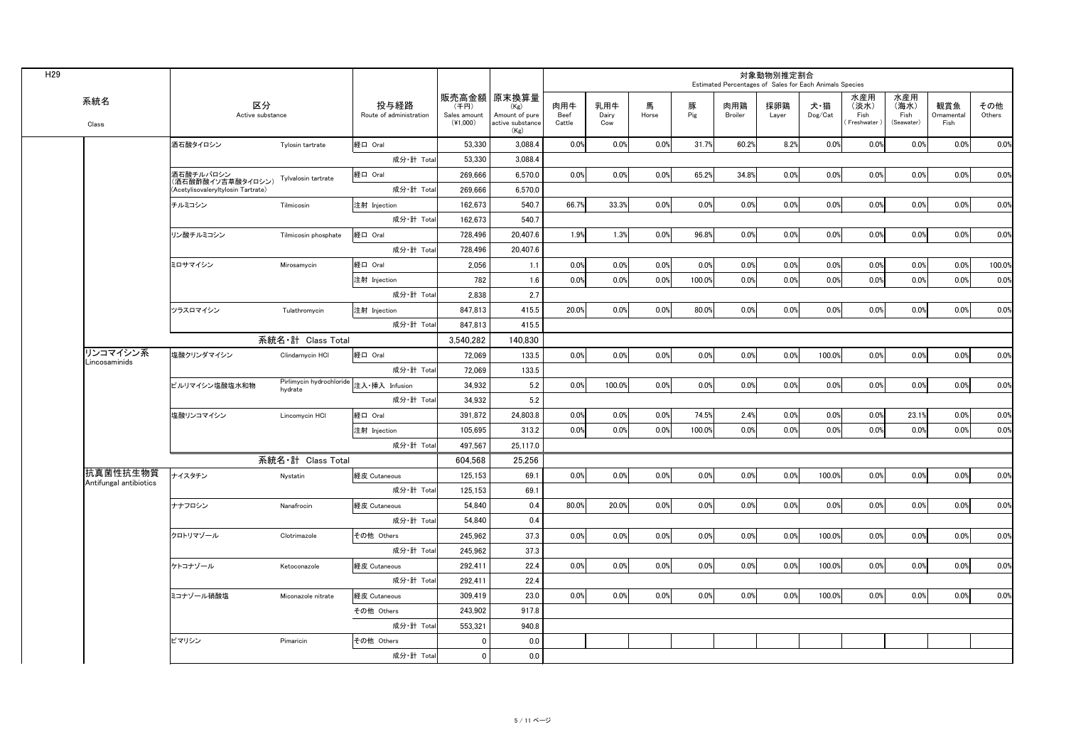H29

| 系統名 Class | 区分 Active substance | | 投与経路 Route of administration | 販売高金額 (千円) Sales amount (¥1,000) | 原末換算量 (Kg) Amount of pure active substance (Kg) | 対象動物別推定割合 Estimated Percentages of Sales for Each Animals Species | | | | | | | | | | |
|---|---|---|---|---|---|---|---|---|---|---|---|---|---|---|---|---|
| | | | | | | 肉用牛 Beef Cattle | 乳用牛 Dairy Cow | 馬 Horse | 豚 Pig | 肉用鶏 Broiler | 採卵鶏 Layer | 犬・猫 Dog/Cat | 水産用 (淡水) Fish (Freshwater) | 水産用 (海水) Fish (Seawater) | 観賞魚 Ornamental Fish | その他 Others |
| | 酒石酸タイロシン | Tylosin tartrate | 経口 Oral | 53,330 | 3,088.4 | 0.0% | 0.0% | 0.0% | 31.7% | 60.2% | 8.2% | 0.0% | 0.0% | 0.0% | 0.0% | 0.0% |
| | | | 成分・計 Total | 53,330 | 3,088.4 | | | | | | | | | | | |
| | 酒石酸チルバロシン (酒石酸酢酸イソ吉草酸タイロシン) (Acetylisovaleryltylosin Tartrate) | Tylvalosin tartrate | 経口 Oral | 269,666 | 6,570.0 | 0.0% | 0.0% | 0.0% | 65.2% | 34.8% | 0.0% | 0.0% | 0.0% | 0.0% | 0.0% | 0.0% |
| | | | 成分・計 Total | 269,666 | 6,570.0 | | | | | | | | | | | |
| | チルミコシン | Tilmicosin | 注射 Injection | 162,673 | 540.7 | 66.7% | 33.3% | 0.0% | 0.0% | 0.0% | 0.0% | 0.0% | 0.0% | 0.0% | 0.0% | 0.0% |
| | | | 成分・計 Total | 162,673 | 540.7 | | | | | | | | | | | |
| | リン酸チルミコシン | Tilmicosin phosphate | 経口 Oral | 728,496 | 20,407.6 | 1.9% | 1.3% | 0.0% | 96.8% | 0.0% | 0.0% | 0.0% | 0.0% | 0.0% | 0.0% | 0.0% |
| | | | 成分・計 Total | 728,496 | 20,407.6 | | | | | | | | | | | |
| | ミロサマイシン | Mirosamycin | 経口 Oral | 2,056 | 1.1 | 0.0% | 0.0% | 0.0% | 0.0% | 0.0% | 0.0% | 0.0% | 0.0% | 0.0% | 0.0% | 100.0% |
| | | | 注射 Injection | 782 | 1.6 | 0.0% | 0.0% | 0.0% | 100.0% | 0.0% | 0.0% | 0.0% | 0.0% | 0.0% | 0.0% | 0.0% |
| | | | 成分・計 Total | 2,838 | 2.7 | | | | | | | | | | | |
| | ツラスロマイシン | Tulathromycin | 注射 Injection | 847,813 | 415.5 | 20.0% | 0.0% | 0.0% | 80.0% | 0.0% | 0.0% | 0.0% | 0.0% | 0.0% | 0.0% | 0.0% |
| | | | 成分・計 Total | 847,813 | 415.5 | | | | | | | | | | | |
| | 系統名・計 Class Total | | | 3,540,282 | 140,830 | | | | | | | | | | | |
| リンコマイシン系 Lincosaminids | 塩酸クリンダマイシン | Clindarnycin HCl | 経口 Oral | 72,069 | 133.5 | 0.0% | 0.0% | 0.0% | 0.0% | 0.0% | 0.0% | 100.0% | 0.0% | 0.0% | 0.0% | 0.0% |
| | | | 成分・計 Total | 72,069 | 133.5 | | | | | | | | | | | |
| | ピルリマイシン塩酸塩水和物 | Pirlimycin hydrochloride hydrate | 注入・挿入 Infusion | 34,932 | 5.2 | 0.0% | 100.0% | 0.0% | 0.0% | 0.0% | 0.0% | 0.0% | 0.0% | 0.0% | 0.0% | 0.0% |
| | | | 成分・計 Total | 34,932 | 5.2 | | | | | | | | | | | |
| | 塩酸リンコマイシン | Lincomycin HCl | 経口 Oral | 391,872 | 24,803.8 | 0.0% | 0.0% | 0.0% | 74.5% | 2.4% | 0.0% | 0.0% | 0.0% | 23.1% | 0.0% | 0.0% |
| | | | 注射 Injection | 105,695 | 313.2 | 0.0% | 0.0% | 0.0% | 100.0% | 0.0% | 0.0% | 0.0% | 0.0% | 0.0% | 0.0% | 0.0% |
| | | | 成分・計 Total | 497,567 | 25,117.0 | | | | | | | | | | | |
| | 系統名・計 Class Total | | | 604,568 | 25,256 | | | | | | | | | | | |
| 抗真菌性抗生物質 Antifungal antibiotics | ナイスタチン | Nystatin | 経皮 Cutaneous | 125,153 | 69.1 | 0.0% | 0.0% | 0.0% | 0.0% | 0.0% | 0.0% | 100.0% | 0.0% | 0.0% | 0.0% | 0.0% |
| | | | 成分・計 Total | 125,153 | 69.1 | | | | | | | | | | | |
| | ナナフロシン | Nanafrocin | 経皮 Cutaneous | 54,840 | 0.4 | 80.0% | 20.0% | 0.0% | 0.0% | 0.0% | 0.0% | 0.0% | 0.0% | 0.0% | 0.0% | 0.0% |
| | | | 成分・計 Total | 54,840 | 0.4 | | | | | | | | | | | |
| | クロトリマゾール | Clotrimazole | その他 Others | 245,962 | 37.3 | 0.0% | 0.0% | 0.0% | 0.0% | 0.0% | 0.0% | 100.0% | 0.0% | 0.0% | 0.0% | 0.0% |
| | | | 成分・計 Total | 245,962 | 37.3 | | | | | | | | | | | |
| | ケトコナゾール | Ketoconazole | 経皮 Cutaneous | 292,411 | 22.4 | 0.0% | 0.0% | 0.0% | 0.0% | 0.0% | 0.0% | 100.0% | 0.0% | 0.0% | 0.0% | 0.0% |
| | | | 成分・計 Total | 292,411 | 22.4 | | | | | | | | | | | |
| | ミコナゾール硝酸塩 | Miconazole nitrate | 経皮 Cutaneous | 309,419 | 23.0 | 0.0% | 0.0% | 0.0% | 0.0% | 0.0% | 0.0% | 100.0% | 0.0% | 0.0% | 0.0% | 0.0% |
| | | | その他 Others | 243,902 | 917.8 | | | | | | | | | | | |
| | | | 成分・計 Total | 553,321 | 940.8 | | | | | | | | | | | |
| | ピマリシン | Pimaricin | その他 Others | 0 | 0.0 | | | | | | | | | | | |
| | | | 成分・計 Total | 0 | 0.0 | | | | | | | | | | | |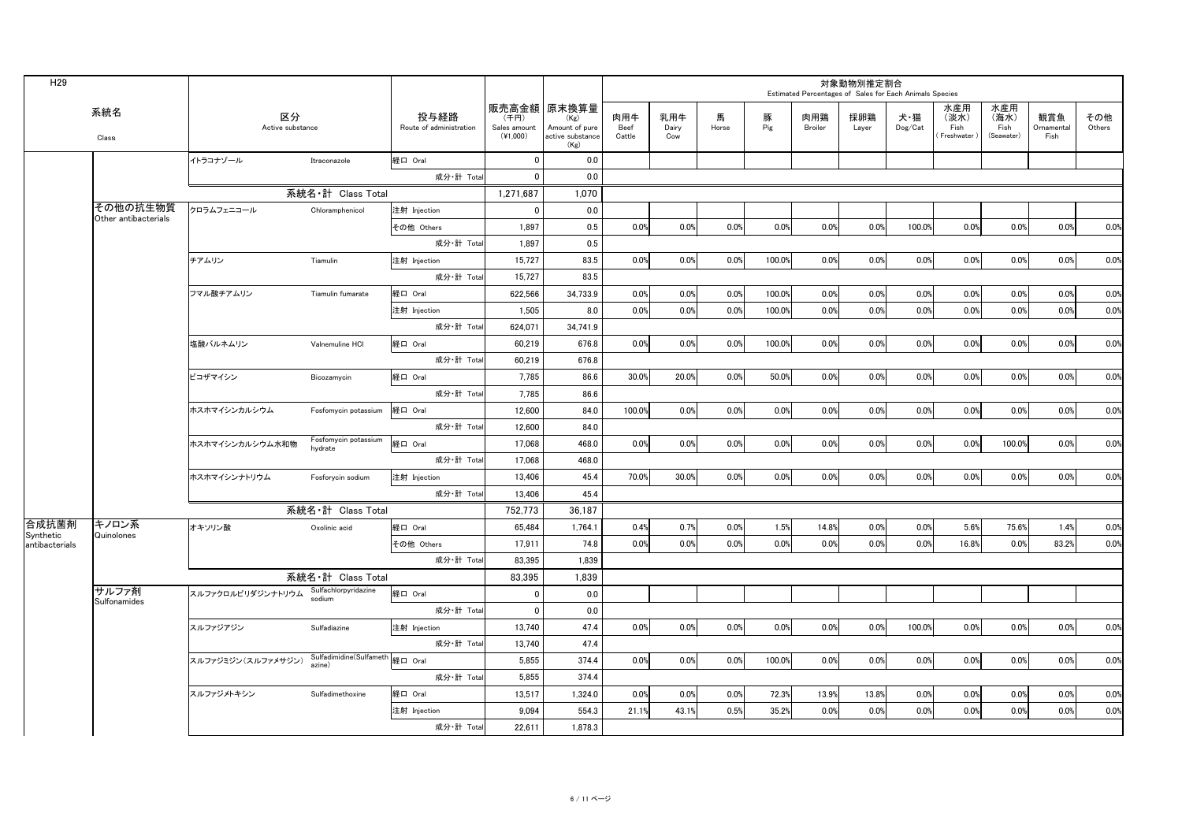H29

| 系統名<br>Class | | 区分<br>Active substance | | 投与経路<br>Route of administration | 販売高金額<br>(千円)<br>Sales amount<br>(¥1,000) | 原末換算量<br>(Kg)<br>Amount of pure active substance<br>(Kg) | 対象動物別推定割合<br>Estimated Percentages of Sales for Each Animals Species | | | | | | | | | | |
|---|---|---|---|---|---|---|---|---|---|---|---|---|---|---|---|---|---|
| | | | | | | | 肉用牛<br>Beef Cattle | 乳用牛<br>Dairy Cow | 馬<br>Horse | 豚<br>Pig | 肉用鶏<br>Broiler | 採卵鶏<br>Layer | 犬・猫<br>Dog/Cat | 水産用(淡水)<br>Fish (Freshwater) | 水産用(海水)<br>Fish (Seawater) | 観賞魚<br>Ornamental Fish | その他<br>Others |
| | | イトラコナゾール | Itraconazole | 経口 Oral | 0 | 0.0 | | | | | | | | | | | |
| | | | | 成分・計 Total | 0 | 0.0 | | | | | | | | | | | |
| | | 系統名・計 Class Total | | | 1,271,687 | 1,070 | | | | | | | | | | | |
| | その他の抗生物質<br>Other antibacterials | クロラムフェニコール | Chloramphenicol | 注射 Injection | 0 | 0.0 | | | | | | | | | | | |
| | | | | その他 Others | 1,897 | 0.5 | 0.0% | 0.0% | 0.0% | 0.0% | 0.0% | 0.0% | 100.0% | 0.0% | 0.0% | 0.0% | 0.0% |
| | | | | 成分・計 Total | 1,897 | 0.5 | | | | | | | | | | | |
| | | チアムリン | Tiamulin | 注射 Injection | 15,727 | 83.5 | 0.0% | 0.0% | 0.0% | 100.0% | 0.0% | 0.0% | 0.0% | 0.0% | 0.0% | 0.0% | 0.0% |
| | | | | 成分・計 Total | 15,727 | 83.5 | | | | | | | | | | | |
| | | フマル酸チアムリン | Tiamulin fumarate | 経口 Oral | 622,566 | 34,733.9 | 0.0% | 0.0% | 0.0% | 100.0% | 0.0% | 0.0% | 0.0% | 0.0% | 0.0% | 0.0% | 0.0% |
| | | | | 注射 Injection | 1,505 | 8.0 | 0.0% | 0.0% | 0.0% | 100.0% | 0.0% | 0.0% | 0.0% | 0.0% | 0.0% | 0.0% | 0.0% |
| | | | | 成分・計 Total | 624,071 | 34,741.9 | | | | | | | | | | | |
| | | 塩酸バルネムリン | Valnemuline HCl | 経口 Oral | 60,219 | 676.8 | 0.0% | 0.0% | 0.0% | 100.0% | 0.0% | 0.0% | 0.0% | 0.0% | 0.0% | 0.0% | 0.0% |
| | | | | 成分・計 Total | 60,219 | 676.8 | | | | | | | | | | | |
| | | ビコザマイシン | Bicozamycin | 経口 Oral | 7,785 | 86.6 | 30.0% | 20.0% | 0.0% | 50.0% | 0.0% | 0.0% | 0.0% | 0.0% | 0.0% | 0.0% | 0.0% |
| | | | | 成分・計 Total | 7,785 | 86.6 | | | | | | | | | | | |
| | | ホスホマイシンカルシウム | Fosfomycin potassium | 経口 Oral | 12,600 | 84.0 | 100.0% | 0.0% | 0.0% | 0.0% | 0.0% | 0.0% | 0.0% | 0.0% | 0.0% | 0.0% | 0.0% |
| | | | | 成分・計 Total | 12,600 | 84.0 | | | | | | | | | | | |
| | | ホスホマイシンカルシウム水和物 | Fosfomycin potassium hydrate | 経口 Oral | 17,068 | 468.0 | 0.0% | 0.0% | 0.0% | 0.0% | 0.0% | 0.0% | 0.0% | 0.0% | 100.0% | 0.0% | 0.0% |
| | | | | 成分・計 Total | 17,068 | 468.0 | | | | | | | | | | | |
| | | ホスホマイシンナトリウム | Fosforycin sodium | 注射 Injection | 13,406 | 45.4 | 70.0% | 30.0% | 0.0% | 0.0% | 0.0% | 0.0% | 0.0% | 0.0% | 0.0% | 0.0% | 0.0% |
| | | | | 成分・計 Total | 13,406 | 45.4 | | | | | | | | | | | |
| | | 系統名・計 Class Total | | | 752,773 | 36,187 | | | | | | | | | | | |
| 合成抗菌剤<br>Synthetic antibacterials | キノロン系<br>Quinolones | オキソリン酸 | Oxolinic acid | 経口 Oral | 65,484 | 1,764.1 | 0.4% | 0.7% | 0.0% | 1.5% | 14.8% | 0.0% | 0.0% | 5.6% | 75.6% | 1.4% | 0.0% |
| | | | | その他 Others | 17,911 | 74.8 | 0.0% | 0.0% | 0.0% | 0.0% | 0.0% | 0.0% | 0.0% | 16.8% | 0.0% | 83.2% | 0.0% |
| | | | | 成分・計 Total | 83,395 | 1,839 | | | | | | | | | | | |
| | | 系統名・計 Class Total | | | 83,395 | 1,839 | | | | | | | | | | | |
| | サルファ剤<br>Sulfonamides | スルファクロルピリダジンナトリウム | Sulfachlorpyridazine sodium | 経口 Oral | 0 | 0.0 | | | | | | | | | | | |
| | | | | 成分・計 Total | 0 | 0.0 | | | | | | | | | | | |
| | | スルファジアジン | Sulfadiazine | 注射 Injection | 13,740 | 47.4 | 0.0% | 0.0% | 0.0% | 0.0% | 0.0% | 0.0% | 100.0% | 0.0% | 0.0% | 0.0% | 0.0% |
| | | | | 成分・計 Total | 13,740 | 47.4 | | | | | | | | | | | |
| | | スルファジミジン(スルファメサジン) | Sulfadimidine(Sulfamethazine) | 経口 Oral | 5,855 | 374.4 | 0.0% | 0.0% | 0.0% | 100.0% | 0.0% | 0.0% | 0.0% | 0.0% | 0.0% | 0.0% | 0.0% |
| | | | | 成分・計 Total | 5,855 | 374.4 | | | | | | | | | | | |
| | | スルファジメトキシン | Sulfadimethoxine | 経口 Oral | 13,517 | 1,324.0 | 0.0% | 0.0% | 0.0% | 72.3% | 13.9% | 13.8% | 0.0% | 0.0% | 0.0% | 0.0% | 0.0% |
| | | | | 注射 Injection | 9,094 | 554.3 | 21.1% | 43.1% | 0.5% | 35.2% | 0.0% | 0.0% | 0.0% | 0.0% | 0.0% | 0.0% | 0.0% |
| | | | | 成分・計 Total | 22,611 | 1,878.3 | | | | | | | | | | | |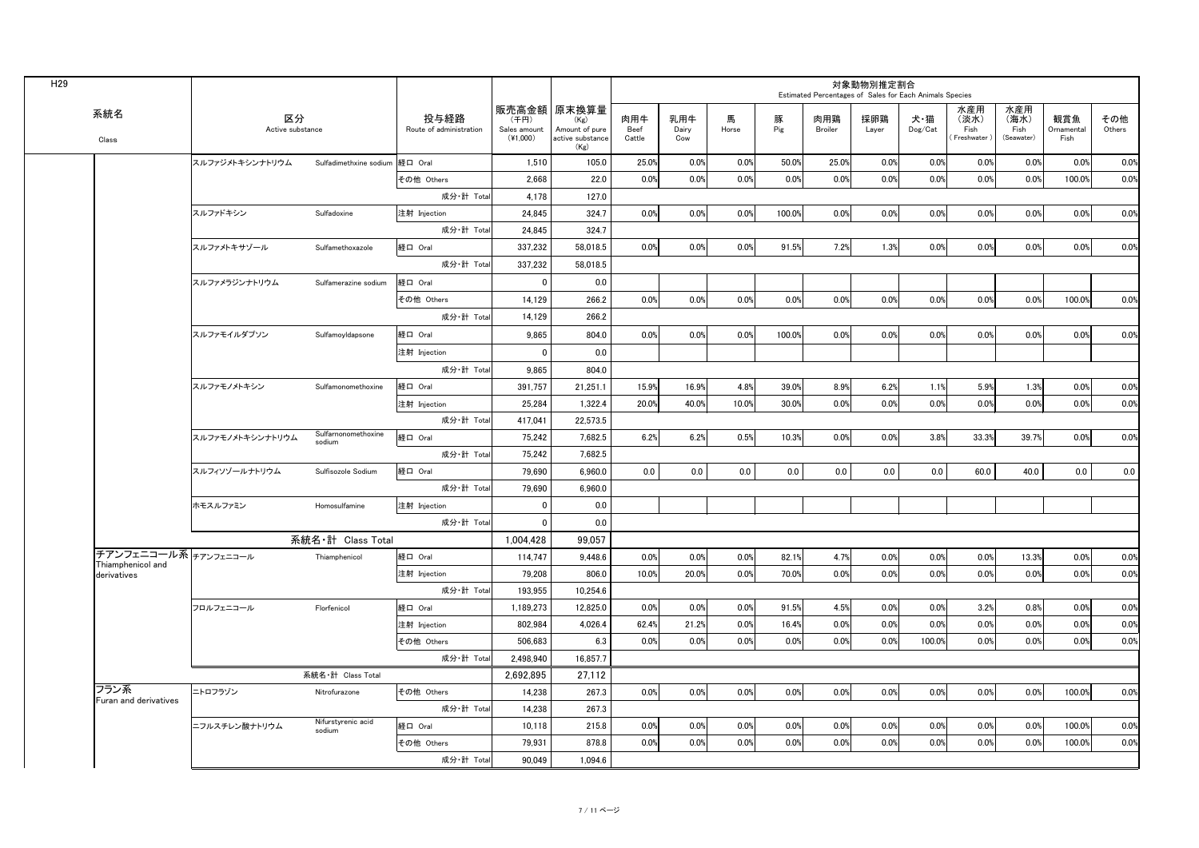H29

| 系統名 Class | 区分 Active substance | | 投与経路 Route of administration | 販売高金額 (千円) Sales amount (¥1,000) | 原末換算量 (Kg) Amount of pure active substance (Kg) | 対象動物別推定割合 Estimated Percentages of Sales for Each Animals Species | | | | | | | | | | |
|---|---|---|---|---|---|---|---|---|---|---|---|---|---|---|---|---|
| | | | | | | 肉用牛 Beef Cattle | 乳用牛 Dairy Cow | 馬 Horse | 豚 Pig | 肉用鶏 Broiler | 採卵鶏 Layer | 犬・猫 Dog/Cat | 水産用(淡水) Fish (Freshwater) | 水産用(海水) Fish (Seawater) | 観賞魚 Ornamental Fish | その他 Others |
| | スルファジメトキシンナトリウム | Sulfadimethxine sodium | 経口 Oral | 1,510 | 105.0 | 25.0% | 0.0% | 0.0% | 50.0% | 25.0% | 0.0% | 0.0% | 0.0% | 0.0% | 0.0% | 0.0% |
| | | | その他 Others | 2,668 | 22.0 | 0.0% | 0.0% | 0.0% | 0.0% | 0.0% | 0.0% | 0.0% | 0.0% | 0.0% | 100.0% | 0.0% |
| | | | 成分・計 Total | 4,178 | 127.0 | | | | | | | | | | | |
| | スルファドキシン | Sulfadoxine | 注射 Injection | 24,845 | 324.7 | 0.0% | 0.0% | 0.0% | 100.0% | 0.0% | 0.0% | 0.0% | 0.0% | 0.0% | 0.0% | 0.0% |
| | | | 成分・計 Total | 24,845 | 324.7 | | | | | | | | | | | |
| | スルファメトキサゾール | Sulfamethoxazole | 経口 Oral | 337,232 | 58,018.5 | 0.0% | 0.0% | 0.0% | 91.5% | 7.2% | 1.3% | 0.0% | 0.0% | 0.0% | 0.0% | 0.0% |
| | | | 成分・計 Total | 337,232 | 58,018.5 | | | | | | | | | | | |
| | スルファメラジンナトリウム | Sulfamerazine sodium | 経口 Oral | 0 | 0.0 | | | | | | | | | | | |
| | | | その他 Others | 14,129 | 266.2 | 0.0% | 0.0% | 0.0% | 0.0% | 0.0% | 0.0% | 0.0% | 0.0% | 0.0% | 100.0% | 0.0% |
| | | | 成分・計 Total | 14,129 | 266.2 | | | | | | | | | | | |
| | スルファモイルダプソン | Sulfamoyldapsone | 経口 Oral | 9,865 | 804.0 | 0.0% | 0.0% | 0.0% | 100.0% | 0.0% | 0.0% | 0.0% | 0.0% | 0.0% | 0.0% | 0.0% |
| | | | 注射 Injection | 0 | 0.0 | | | | | | | | | | | |
| | | | 成分・計 Total | 9,865 | 804.0 | | | | | | | | | | | |
| | スルファモノメトキシン | Sulfamonomethoxine | 経口 Oral | 391,757 | 21,251.1 | 15.9% | 16.9% | 4.8% | 39.0% | 8.9% | 6.2% | 1.1% | 5.9% | 1.3% | 0.0% | 0.0% |
| | | | 注射 Injection | 25,284 | 1,322.4 | 20.0% | 40.0% | 10.0% | 30.0% | 0.0% | 0.0% | 0.0% | 0.0% | 0.0% | 0.0% | 0.0% |
| | | | 成分・計 Total | 417,041 | 22,573.5 | | | | | | | | | | | |
| | スルファモノメトキシンナトリウム | Sulfamonomethoxine sodium | 経口 Oral | 75,242 | 7,682.5 | 6.2% | 6.2% | 0.5% | 10.3% | 0.0% | 0.0% | 3.8% | 33.3% | 39.7% | 0.0% | 0.0% |
| | | | 成分・計 Total | 75,242 | 7,682.5 | | | | | | | | | | | |
| | スルフィソゾールナトリウム | Sulfisozole Sodium | 経口 Oral | 79,690 | 6,960.0 | 0.0 | 0.0 | 0.0 | 0.0 | 0.0 | 0.0 | 0.0 | 60.0 | 40.0 | 0.0 | 0.0 |
| | | | 成分・計 Total | 79,690 | 6,960.0 | | | | | | | | | | | |
| | ホモスルファミン | Homosulfamine | 注射 Injection | 0 | 0.0 | | | | | | | | | | | |
| | | | 成分・計 Total | 0 | 0.0 | | | | | | | | | | | |
| | 系統名・計 Class Total | | | 1,004,428 | 99,057 | | | | | | | | | | | |
| チアンフェニコール系 Thiamphenicol and derivatives | チアンフェニコール | Thiamphenicol | 経口 Oral | 114,747 | 9,448.6 | 0.0% | 0.0% | 0.0% | 82.1% | 4.7% | 0.0% | 0.0% | 0.0% | 13.3% | 0.0% | 0.0% |
| | | | 注射 Injection | 79,208 | 806.0 | 10.0% | 20.0% | 0.0% | 70.0% | 0.0% | 0.0% | 0.0% | 0.0% | 0.0% | 0.0% | 0.0% |
| | | | 成分・計 Total | 193,955 | 10,254.6 | | | | | | | | | | | |
| | フロルフェニコール | Florfenicol | 経口 Oral | 1,189,273 | 12,825.0 | 0.0% | 0.0% | 0.0% | 91.5% | 4.5% | 0.0% | 0.0% | 3.2% | 0.8% | 0.0% | 0.0% |
| | | | 注射 Injection | 802,984 | 4,026.4 | 62.4% | 21.2% | 0.0% | 16.4% | 0.0% | 0.0% | 0.0% | 0.0% | 0.0% | 0.0% | 0.0% |
| | | | その他 Others | 506,683 | 6.3 | 0.0% | 0.0% | 0.0% | 0.0% | 0.0% | 0.0% | 100.0% | 0.0% | 0.0% | 0.0% | 0.0% |
| | | | 成分・計 Total | 2,498,940 | 16,857.7 | | | | | | | | | | | |
| | 系統名・計 Class Total | | | 2,692,895 | 27,112 | | | | | | | | | | | |
| フラン系 Furan and derivatives | ニトロフラゾン | Nitrofurazone | その他 Others | 14,238 | 267.3 | 0.0% | 0.0% | 0.0% | 0.0% | 0.0% | 0.0% | 0.0% | 0.0% | 0.0% | 100.0% | 0.0% |
| | | | 成分・計 Total | 14,238 | 267.3 | | | | | | | | | | | |
| | ニフルスチレン酸ナトリウム | Nifurstyrenic acid sodium | 経口 Oral | 10,118 | 215.8 | 0.0% | 0.0% | 0.0% | 0.0% | 0.0% | 0.0% | 0.0% | 0.0% | 0.0% | 100.0% | 0.0% |
| | | | その他 Others | 79,931 | 878.8 | 0.0% | 0.0% | 0.0% | 0.0% | 0.0% | 0.0% | 0.0% | 0.0% | 0.0% | 100.0% | 0.0% |
| | | | 成分・計 Total | 90,049 | 1,094.6 | | | | | | | | | | | |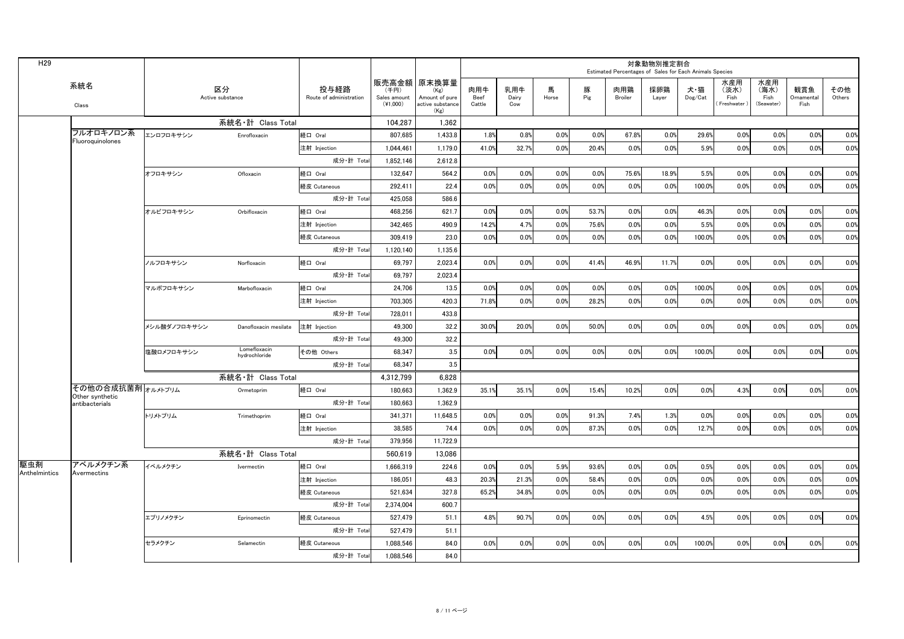| H29 | | | | | | 対象動物別推定割合 Estimated Percentages of Sales for Each Animals Species | | | | | | | | | | |
|---|---|---|---|---|---|---|---|---|---|---|---|---|---|---|---|---|
| 系統名 Class | | 区分 Active substance | 投与経路 Route of administration | 販売高金額 (千円) Sales amount (¥1,000) | 原末換算量 (Kg) Amount of pure active substance (Kg) | 肉用牛 Beef Cattle | 乳用牛 Dairy Cow | 馬 Horse | 豚 Pig | 肉用鶏 Broiler | 採卵鶏 Layer | 犬・猫 Dog/Cat | 水産用（淡水） Fish (Freshwater) | 水産用（海水） Fish (Seawater) | 観賞魚 Ornamental Fish | その他 Others |
| | | 系統名・計 Class Total | | 104,287 | 1,362 | | | | | | | | | | | |
| | フルオロキノロン系 Fluoroquinolones | エンロフロキサシン Enrofloxacin | 経口 Oral | 807,685 | 1,433.8 | 1.8% | 0.8% | 0.0% | 0.0% | 67.8% | 0.0% | 29.6% | 0.0% | 0.0% | 0.0% | 0.0% |
| | | | 注射 Injection | 1,044,461 | 1,179.0 | 41.0% | 32.7% | 0.0% | 20.4% | 0.0% | 0.0% | 5.9% | 0.0% | 0.0% | 0.0% | 0.0% |
| | | | 成分・計 Total | 1,852,146 | 2,612.8 | | | | | | | | | | | |
| | | オフロキサシン Ofloxacin | 経口 Oral | 132,647 | 564.2 | 0.0% | 0.0% | 0.0% | 0.0% | 75.6% | 18.9% | 5.5% | 0.0% | 0.0% | 0.0% | 0.0% |
| | | | 経皮 Cutaneous | 292,411 | 22.4 | 0.0% | 0.0% | 0.0% | 0.0% | 0.0% | 0.0% | 100.0% | 0.0% | 0.0% | 0.0% | 0.0% |
| | | | 成分・計 Total | 425,058 | 586.6 | | | | | | | | | | | |
| | | オルビフロキサシン Orbifloxacin | 経口 Oral | 468,256 | 621.7 | 0.0% | 0.0% | 0.0% | 53.7% | 0.0% | 0.0% | 46.3% | 0.0% | 0.0% | 0.0% | 0.0% |
| | | | 注射 Injection | 342,465 | 490.9 | 14.2% | 4.7% | 0.0% | 75.6% | 0.0% | 0.0% | 5.5% | 0.0% | 0.0% | 0.0% | 0.0% |
| | | | 経皮 Cutaneous | 309,419 | 23.0 | 0.0% | 0.0% | 0.0% | 0.0% | 0.0% | 0.0% | 100.0% | 0.0% | 0.0% | 0.0% | 0.0% |
| | | | 成分・計 Total | 1,120,140 | 1,135.6 | | | | | | | | | | | |
| | | ノルフロキサシン Norfloxacin | 経口 Oral | 69,797 | 2,023.4 | 0.0% | 0.0% | 0.0% | 41.4% | 46.9% | 11.7% | 0.0% | 0.0% | 0.0% | 0.0% | 0.0% |
| | | | 成分・計 Total | 69,797 | 2,023.4 | | | | | | | | | | | |
| | | マルボフロキサシン Marbofloxacin | 経口 Oral | 24,706 | 13.5 | 0.0% | 0.0% | 0.0% | 0.0% | 0.0% | 0.0% | 100.0% | 0.0% | 0.0% | 0.0% | 0.0% |
| | | | 注射 Injection | 703,305 | 420.3 | 71.8% | 0.0% | 0.0% | 28.2% | 0.0% | 0.0% | 0.0% | 0.0% | 0.0% | 0.0% | 0.0% |
| | | | 成分・計 Total | 728,011 | 433.8 | | | | | | | | | | | |
| | | メシル酸ダノフロキサシン Danofloxacin mesilate | 注射 Injection | 49,300 | 32.2 | 30.0% | 20.0% | 0.0% | 50.0% | 0.0% | 0.0% | 0.0% | 0.0% | 0.0% | 0.0% | 0.0% |
| | | | 成分・計 Total | 49,300 | 32.2 | | | | | | | | | | | |
| | | 塩酸ロメフロキサシン Lomefloxacin hydrochloride | その他 Others | 68,347 | 3.5 | 0.0% | 0.0% | 0.0% | 0.0% | 0.0% | 0.0% | 100.0% | 0.0% | 0.0% | 0.0% | 0.0% |
| | | | 成分・計 Total | 68,347 | 3.5 | | | | | | | | | | | |
| | | 系統名・計 Class Total | | 4,312,799 | 6,828 | | | | | | | | | | | |
| | その他の合成抗菌剤 Other synthetic antibacterials | オルメトプリム Ormetoprim | 経口 Oral | 180,663 | 1,362.9 | 35.1% | 35.1% | 0.0% | 15.4% | 10.2% | 0.0% | 0.0% | 4.3% | 0.0% | 0.0% | 0.0% |
| | | | 成分・計 Total | 180,663 | 1,362.9 | | | | | | | | | | | |
| | | トリメトプリム Trimethoprim | 経口 Oral | 341,371 | 11,648.5 | 0.0% | 0.0% | 0.0% | 91.3% | 7.4% | 1.3% | 0.0% | 0.0% | 0.0% | 0.0% | 0.0% |
| | | | 注射 Injection | 38,585 | 74.4 | 0.0% | 0.0% | 0.0% | 87.3% | 0.0% | 0.0% | 12.7% | 0.0% | 0.0% | 0.0% | 0.0% |
| | | | 成分・計 Total | 379,956 | 11,722.9 | | | | | | | | | | | |
| | | 系統名・計 Class Total | | 560,619 | 13,086 | | | | | | | | | | | |
| 駆虫剤 Anthelmintics | アベルメクチン系 Avermectins | イベルメクチン Ivermectin | 経口 Oral | 1,666,319 | 224.6 | 0.0% | 0.0% | 5.9% | 93.6% | 0.0% | 0.0% | 0.5% | 0.0% | 0.0% | 0.0% | 0.0% |
| | | | 注射 Injection | 186,051 | 48.3 | 20.3% | 21.3% | 0.0% | 58.4% | 0.0% | 0.0% | 0.0% | 0.0% | 0.0% | 0.0% | 0.0% |
| | | | 経皮 Cutaneous | 521,634 | 327.8 | 65.2% | 34.8% | 0.0% | 0.0% | 0.0% | 0.0% | 0.0% | 0.0% | 0.0% | 0.0% | 0.0% |
| | | | 成分・計 Total | 2,374,004 | 600.7 | | | | | | | | | | | |
| | | エプリノメクチン Eprinomectin | 経皮 Cutaneous | 527,479 | 51.1 | 4.8% | 90.7% | 0.0% | 0.0% | 0.0% | 0.0% | 4.5% | 0.0% | 0.0% | 0.0% | 0.0% |
| | | | 成分・計 Total | 527,479 | 51.1 | | | | | | | | | | | |
| | | セラメクチン Selamectin | 経皮 Cutaneous | 1,088,546 | 84.0 | 0.0% | 0.0% | 0.0% | 0.0% | 0.0% | 0.0% | 100.0% | 0.0% | 0.0% | 0.0% | 0.0% |
| | | | 成分・計 Total | 1,088,546 | 84.0 | | | | | | | | | | | |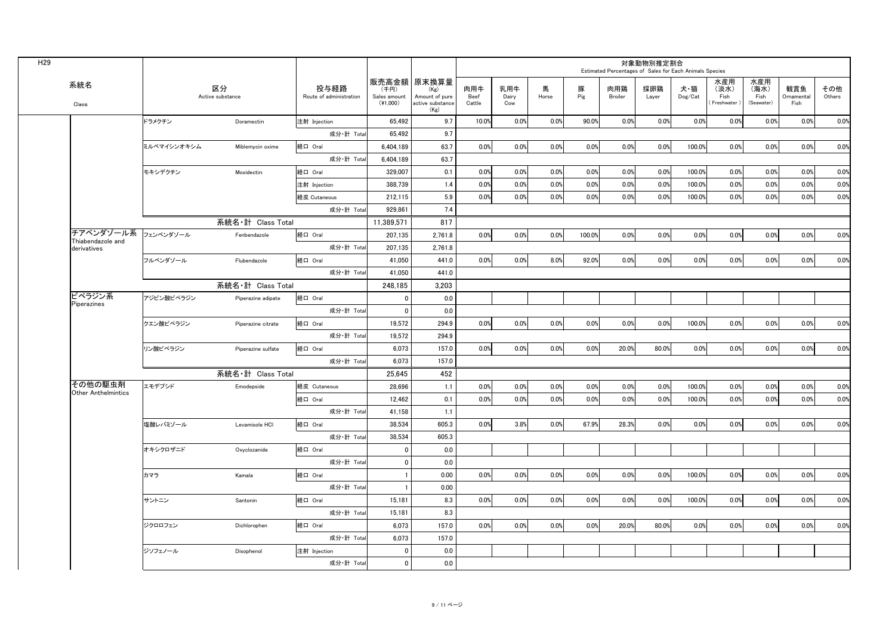H29

| 系統名 Class | 区分 Active substance | | 投与経路 Route of administration | 販売高金額 (千円) Sales amount (¥1,000) | 原末換算量 (Kg) Amount of pure active substance (Kg) | 対象動物別推定割合 Estimated Percentages of Sales for Each Animals Species | | | | | | | | | | |
|---|---|---|---|---|---|---|---|---|---|---|---|---|---|---|---|---|
| | | | | | | 肉用牛 Beef Cattle | 乳用牛 Dairy Cow | 馬 Horse | 豚 Pig | 肉用鶏 Broiler | 採卵鶏 Layer | 犬・猫 Dog/Cat | 水産用 (淡水) Fish (Freshwater) | 水産用 (海水) Fish (Seawater) | 観賞魚 Ornamental Fish | その他 Others |
| | ドラメクチン | Doramectin | 注射 Injection | 65,492 | 9.7 | 10.0% | 0.0% | 0.0% | 90.0% | 0.0% | 0.0% | 0.0% | 0.0% | 0.0% | 0.0% | 0.0% |
| | | | 成分・計 Total | 65,492 | 9.7 | | | | | | | | | | | |
| | ミルベマイシンオキシム | Miblemycin oxime | 経口 Oral | 6,404,189 | 63.7 | 0.0% | 0.0% | 0.0% | 0.0% | 0.0% | 0.0% | 100.0% | 0.0% | 0.0% | 0.0% | 0.0% |
| | | | 成分・計 Total | 6,404,189 | 63.7 | | | | | | | | | | | |
| | モキシデクチン | Moxidectin | 経口 Oral | 329,007 | 0.1 | 0.0% | 0.0% | 0.0% | 0.0% | 0.0% | 0.0% | 100.0% | 0.0% | 0.0% | 0.0% | 0.0% |
| | | | 注射 Injection | 388,739 | 1.4 | 0.0% | 0.0% | 0.0% | 0.0% | 0.0% | 0.0% | 100.0% | 0.0% | 0.0% | 0.0% | 0.0% |
| | | | 経皮 Cutaneous | 212,115 | 5.9 | 0.0% | 0.0% | 0.0% | 0.0% | 0.0% | 0.0% | 100.0% | 0.0% | 0.0% | 0.0% | 0.0% |
| | | | 成分・計 Total | 929,861 | 7.4 | | | | | | | | | | | |
| | 系統名・計 Class Total | | | 11,389,571 | 817 | | | | | | | | | | | |
| チアベンダゾール系 Thiabendazole and derivatives | フェンベンダゾール | Fenbendazole | 経口 Oral | 207,135 | 2,761.8 | 0.0% | 0.0% | 0.0% | 100.0% | 0.0% | 0.0% | 0.0% | 0.0% | 0.0% | 0.0% | 0.0% |
| | | | 成分・計 Total | 207,135 | 2,761.8 | | | | | | | | | | | |
| | フルベンダゾール | Flubendazole | 経口 Oral | 41,050 | 441.0 | 0.0% | 0.0% | 8.0% | 92.0% | 0.0% | 0.0% | 0.0% | 0.0% | 0.0% | 0.0% | 0.0% |
| | | | 成分・計 Total | 41,050 | 441.0 | | | | | | | | | | | |
| | 系統名・計 Class Total | | | 248,185 | 3,203 | | | | | | | | | | | |
| ピペラジン系 Piperazines | アジピン酸ピペラジン | Piperazine adipate | 経口 Oral | 0 | 0.0 | | | | | | | | | | | |
| | | | 成分・計 Total | 0 | 0.0 | | | | | | | | | | | |
| | クエン酸ピペラジン | Piperazine citrate | 経口 Oral | 19,572 | 294.9 | 0.0% | 0.0% | 0.0% | 0.0% | 0.0% | 0.0% | 100.0% | 0.0% | 0.0% | 0.0% | 0.0% |
| | | | 成分・計 Total | 19,572 | 294.9 | | | | | | | | | | | |
| | リン酸ピペラジン | Piperazine sulfate | 経口 Oral | 6,073 | 157.0 | 0.0% | 0.0% | 0.0% | 0.0% | 20.0% | 80.0% | 0.0% | 0.0% | 0.0% | 0.0% | 0.0% |
| | | | 成分・計 Total | 6,073 | 157.0 | | | | | | | | | | | |
| | 系統名・計 Class Total | | | 25,645 | 452 | | | | | | | | | | | |
| その他の駆虫剤 Other Anthelmintics | エモデプシド | Emodepside | 経皮 Cutaneous | 28,696 | 1.1 | 0.0% | 0.0% | 0.0% | 0.0% | 0.0% | 0.0% | 100.0% | 0.0% | 0.0% | 0.0% | 0.0% |
| | | | 経口 Oral | 12,462 | 0.1 | 0.0% | 0.0% | 0.0% | 0.0% | 0.0% | 0.0% | 100.0% | 0.0% | 0.0% | 0.0% | 0.0% |
| | | | 成分・計 Total | 41,158 | 1.1 | | | | | | | | | | | |
| | 塩酸レバミゾール | Levamisole HCl | 経口 Oral | 38,534 | 605.3 | 0.0% | 3.8% | 0.0% | 67.9% | 28.3% | 0.0% | 0.0% | 0.0% | 0.0% | 0.0% | 0.0% |
| | | | 成分・計 Total | 38,534 | 605.3 | | | | | | | | | | | |
| | オキシクロザニド | Oxyclozanide | 経口 Oral | 0 | 0.0 | | | | | | | | | | | |
| | | | 成分・計 Total | 0 | 0.0 | | | | | | | | | | | |
| | カマラ | Kamala | 経口 Oral | 1 | 0.00 | 0.0% | 0.0% | 0.0% | 0.0% | 0.0% | 0.0% | 100.0% | 0.0% | 0.0% | 0.0% | 0.0% |
| | | | 成分・計 Total | 1 | 0.00 | | | | | | | | | | | |
| | サントニン | Santonin | 経口 Oral | 15,181 | 8.3 | 0.0% | 0.0% | 0.0% | 0.0% | 0.0% | 0.0% | 100.0% | 0.0% | 0.0% | 0.0% | 0.0% |
| | | | 成分・計 Total | 15,181 | 8.3 | | | | | | | | | | | |
| | ジクロロフェン | Dichlorophen | 経口 Oral | 6,073 | 157.0 | 0.0% | 0.0% | 0.0% | 0.0% | 20.0% | 80.0% | 0.0% | 0.0% | 0.0% | 0.0% | 0.0% |
| | | | 成分・計 Total | 6,073 | 157.0 | | | | | | | | | | | |
| | ジソフェノール | Disophenol | 注射 Injection | 0 | 0.0 | | | | | | | | | | | |
| | | | 成分・計 Total | 0 | 0.0 | | | | | | | | | | | |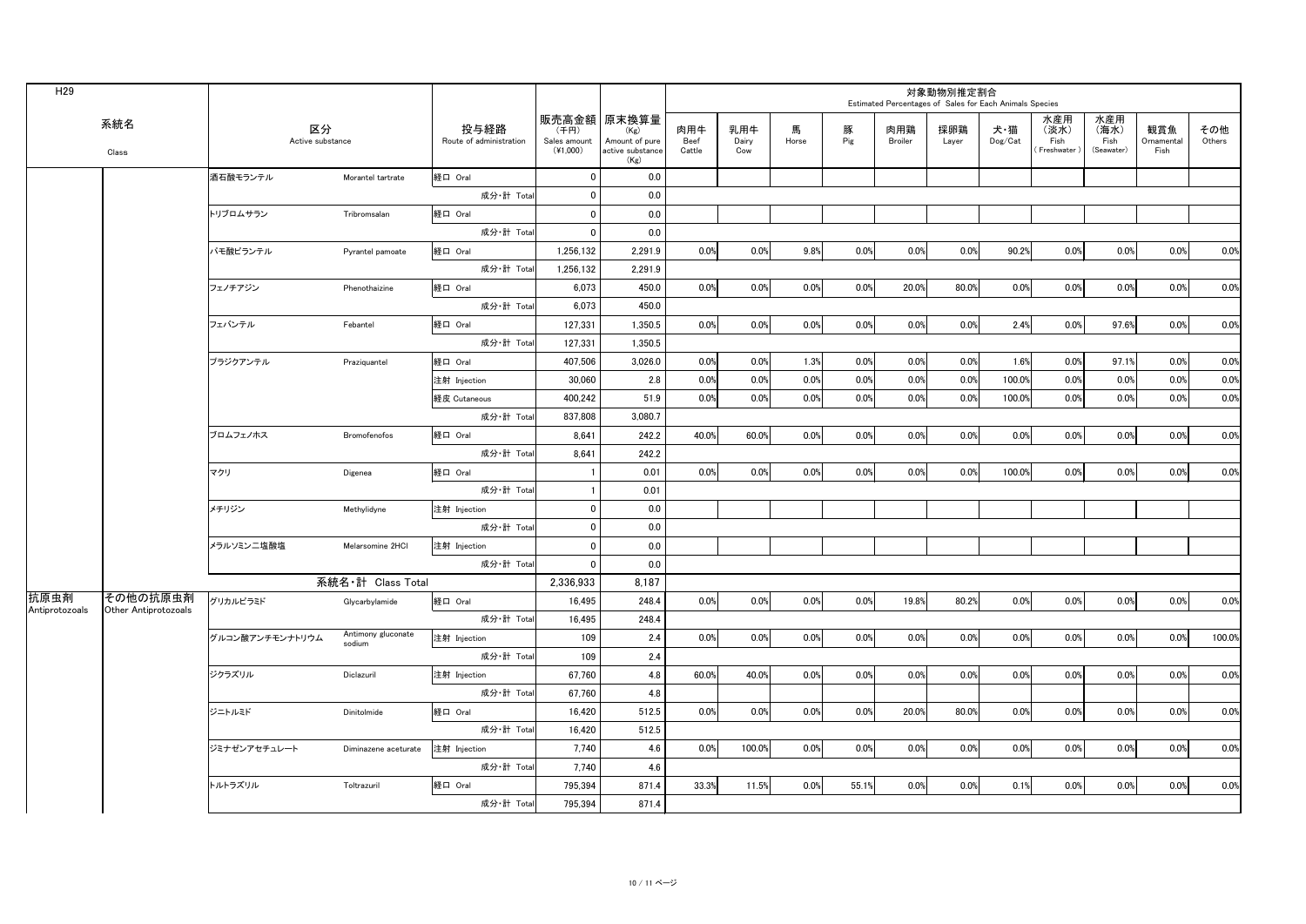H29

| 系統名 Class | | 区分 Active substance | | 投与経路 Route of administration | 販売高金額 (千円) Sales amount (¥1,000) | 原末換算量 (Kg) Amount of pure active substance (Kg) | 対象動物別推定割合 Estimated Percentages of Sales for Each Animals Species | | | | | | | | | | |
|---|---|---|---|---|---|---|---|---|---|---|---|---|---|---|---|---|---|
| | | | | | | | 肉用牛 Beef Cattle | 乳用牛 Dairy Cow | 馬 Horse | 豚 Pig | 肉用鶏 Broiler | 採卵鶏 Layer | 犬・猫 Dog/Cat | 水産用（淡水） Fish (Freshwater) | 水産用（海水） Fish (Seawater) | 観賞魚 Ornamental Fish | その他 Others |
| | | 酒石酸モランテル | Morantel tartrate | 経口 Oral | 0 | 0.0 | | | | | | | | | | | |
| | | | | 成分・計 Total | 0 | 0.0 | | | | | | | | | | | |
| | | トリブロムサラン | Tribromsalan | 経口 Oral | 0 | 0.0 | | | | | | | | | | | |
| | | | | 成分・計 Total | 0 | 0.0 | | | | | | | | | | | |
| | | パモ酸ピランテル | Pyrantel pamoate | 経口 Oral | 1,256,132 | 2,291.9 | 0.0% | 0.0% | 9.8% | 0.0% | 0.0% | 0.0% | 90.2% | 0.0% | 0.0% | 0.0% | 0.0% |
| | | | | 成分・計 Total | 1,256,132 | 2,291.9 | | | | | | | | | | | |
| | | フェノチアジン | Phenothaizine | 経口 Oral | 6,073 | 450.0 | 0.0% | 0.0% | 0.0% | 0.0% | 20.0% | 80.0% | 0.0% | 0.0% | 0.0% | 0.0% | 0.0% |
| | | | | 成分・計 Total | 6,073 | 450.0 | | | | | | | | | | | |
| | | フェバンテル | Febantel | 経口 Oral | 127,331 | 1,350.5 | 0.0% | 0.0% | 0.0% | 0.0% | 0.0% | 0.0% | 2.4% | 0.0% | 97.6% | 0.0% | 0.0% |
| | | | | 成分・計 Total | 127,331 | 1,350.5 | | | | | | | | | | | |
| | | プラジクアンテル | Praziquantel | 経口 Oral | 407,506 | 3,026.0 | 0.0% | 0.0% | 1.3% | 0.0% | 0.0% | 0.0% | 1.6% | 0.0% | 97.1% | 0.0% | 0.0% |
| | | | | 注射 Injection | 30,060 | 2.8 | 0.0% | 0.0% | 0.0% | 0.0% | 0.0% | 0.0% | 100.0% | 0.0% | 0.0% | 0.0% | 0.0% |
| | | | | 経皮 Cutaneous | 400,242 | 51.9 | 0.0% | 0.0% | 0.0% | 0.0% | 0.0% | 0.0% | 100.0% | 0.0% | 0.0% | 0.0% | 0.0% |
| | | | | 成分・計 Total | 837,808 | 3,080.7 | | | | | | | | | | | |
| | | ブロムフェノホス | Bromofenofos | 経口 Oral | 8,641 | 242.2 | 40.0% | 60.0% | 0.0% | 0.0% | 0.0% | 0.0% | 0.0% | 0.0% | 0.0% | 0.0% | 0.0% |
| | | | | 成分・計 Total | 8,641 | 242.2 | | | | | | | | | | | |
| | | マクリ | Digenea | 経口 Oral | 1 | 0.01 | 0.0% | 0.0% | 0.0% | 0.0% | 0.0% | 0.0% | 100.0% | 0.0% | 0.0% | 0.0% | 0.0% |
| | | | | 成分・計 Total | 1 | 0.01 | | | | | | | | | | | |
| | | メチリジン | Methylidyne | 注射 Injection | 0 | 0.0 | | | | | | | | | | | |
| | | | | 成分・計 Total | 0 | 0.0 | | | | | | | | | | | |
| | | メラルソミン二塩酸塩 | Melarsomine 2HCl | 注射 Injection | 0 | 0.0 | | | | | | | | | | | |
| | | | | 成分・計 Total | 0 | 0.0 | | | | | | | | | | | |
| | | 系統名・計 Class Total | | | 2,336,933 | 8,187 | | | | | | | | | | | |
| 抗原虫剤 Antiprotozoals | その他の抗原虫剤 Other Antiprotozoals | グリカルピラミド | Glycarbylamide | 経口 Oral | 16,495 | 248.4 | 0.0% | 0.0% | 0.0% | 0.0% | 19.8% | 80.2% | 0.0% | 0.0% | 0.0% | 0.0% | 0.0% |
| | | | | 成分・計 Total | 16,495 | 248.4 | | | | | | | | | | | |
| | | グルコン酸アンチモンナトリウム | Antimony gluconate sodium | 注射 Injection | 109 | 2.4 | 0.0% | 0.0% | 0.0% | 0.0% | 0.0% | 0.0% | 0.0% | 0.0% | 0.0% | 0.0% | 100.0% |
| | | | | 成分・計 Total | 109 | 2.4 | | | | | | | | | | | |
| | | ジクラズリル | Diclazuril | 注射 Injection | 67,760 | 4.8 | 60.0% | 40.0% | 0.0% | 0.0% | 0.0% | 0.0% | 0.0% | 0.0% | 0.0% | 0.0% | 0.0% |
| | | | | 成分・計 Total | 67,760 | 4.8 | | | | | | | | | | | |
| | | ジニトルミド | Dinitolmide | 経口 Oral | 16,420 | 512.5 | 0.0% | 0.0% | 0.0% | 0.0% | 20.0% | 80.0% | 0.0% | 0.0% | 0.0% | 0.0% | 0.0% |
| | | | | 成分・計 Total | 16,420 | 512.5 | | | | | | | | | | | |
| | | ジミナゼンアセチュレート | Diminazene aceturate | 注射 Injection | 7,740 | 4.6 | 0.0% | 100.0% | 0.0% | 0.0% | 0.0% | 0.0% | 0.0% | 0.0% | 0.0% | 0.0% | 0.0% |
| | | | | 成分・計 Total | 7,740 | 4.6 | | | | | | | | | | | |
| | | トルトラズリル | Toltrazuril | 経口 Oral | 795,394 | 871.4 | 33.3% | 11.5% | 0.0% | 55.1% | 0.0% | 0.0% | 0.1% | 0.0% | 0.0% | 0.0% | 0.0% |
| | | | | 成分・計 Total | 795,394 | 871.4 | | | | | | | | | | | |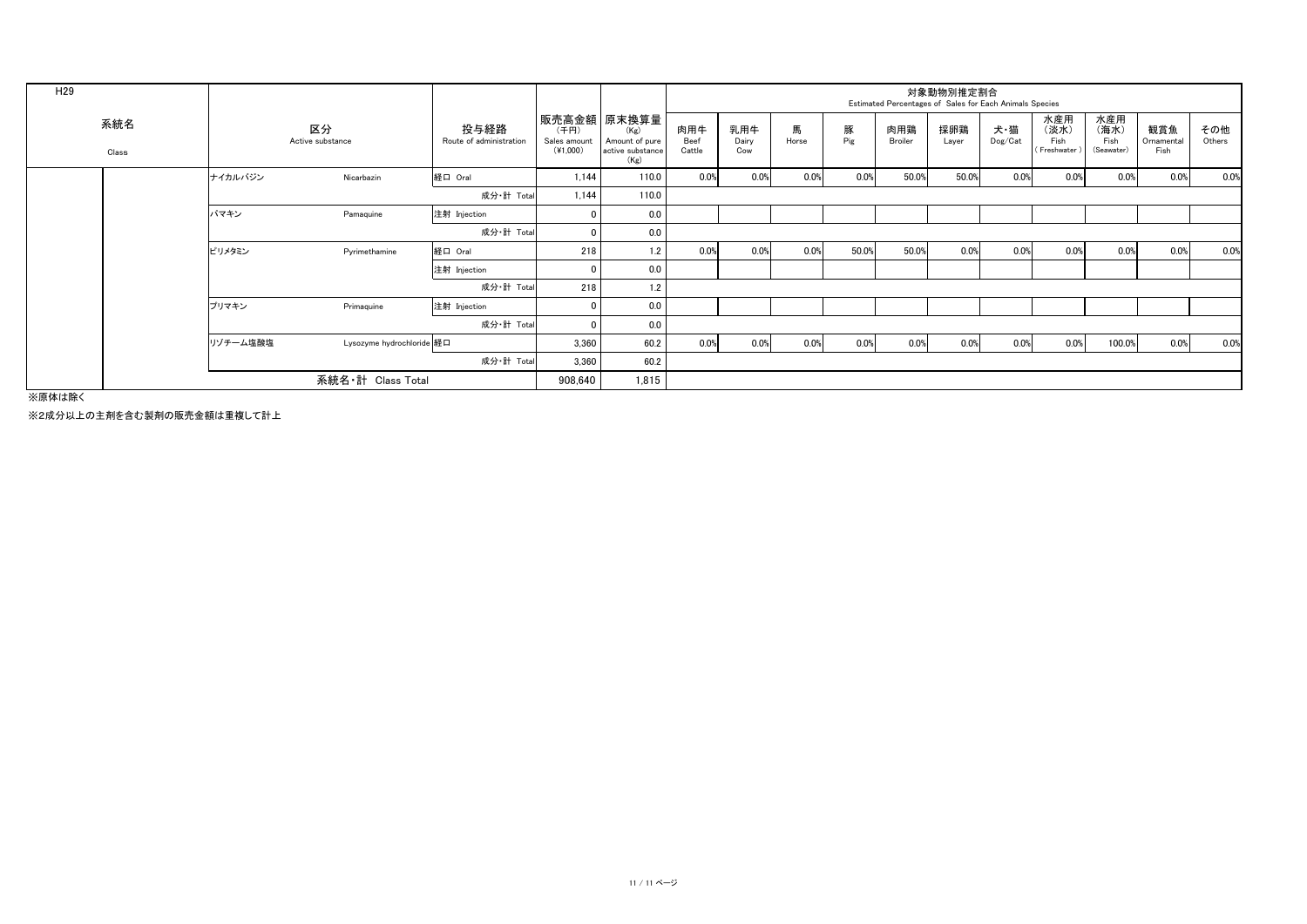H29

| 系統名 Class | 区分 Active substance | | 投与経路 Route of administration | 販売高金額 (千円) Sales amount (¥1,000) | 原末換算量 (Kg) Amount of pure active substance (Kg) | 対象動物別推定割合 Estimated Percentages of Sales for Each Animals Species | | | | | | | | | | |
|---|---|---|---|---|---|---|---|---|---|---|---|---|---|---|---|---|
| | | | | | | 肉用牛 Beef Cattle | 乳用牛 Dairy Cow | 馬 Horse | 豚 Pig | 肉用鶏 Broiler | 採卵鶏 Layer | 犬・猫 Dog/Cat | 水産用（淡水） Fish (Freshwater) | 水産用（海水） Fish (Seawater) | 観賞魚 Ornamental Fish | その他 Others |
| | ナイカルバジン | Nicarbazin | 経口 Oral | 1,144 | 110.0 | 0.0% | 0.0% | 0.0% | 0.0% | 50.0% | 50.0% | 0.0% | 0.0% | 0.0% | 0.0% | 0.0% |
| | | | 成分・計 Total | 1,144 | 110.0 | | | | | | | | | | | |
| | パマキン | Pamaquine | 注射 Injection | 0 | 0.0 | | | | | | | | | | | |
| | | | 成分・計 Total | 0 | 0.0 | | | | | | | | | | | |
| | ピリメタミン | Pyrimethamine | 経口 Oral | 218 | 1.2 | 0.0% | 0.0% | 0.0% | 50.0% | 50.0% | 0.0% | 0.0% | 0.0% | 0.0% | 0.0% | 0.0% |
| | | | 注射 Injection | 0 | 0.0 | | | | | | | | | | | |
| | | | 成分・計 Total | 218 | 1.2 | | | | | | | | | | | |
| | プリマキン | Primaquine | 注射 Injection | 0 | 0.0 | | | | | | | | | | | |
| | | | 成分・計 Total | 0 | 0.0 | | | | | | | | | | | |
| | リゾチーム塩酸塩 | Lysozyme hydrochloride | 経口 | 3,360 | 60.2 | 0.0% | 0.0% | 0.0% | 0.0% | 0.0% | 0.0% | 0.0% | 0.0% | 100.0% | 0.0% | 0.0% |
| | | | 成分・計 Total | 3,360 | 60.2 | | | | | | | | | | | |
| | 系統名・計 Class Total | | | 908,640 | 1,815 | | | | | | | | | | | |

※原体は除く

※2成分以上の主剤を含む製剤の販売金額は重複して計上